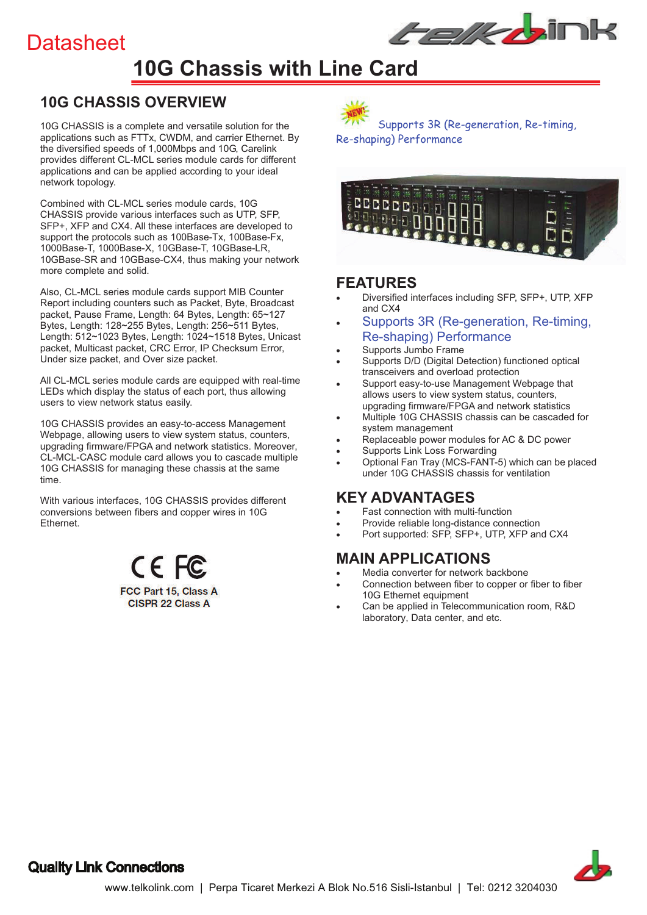Datasheet

# 10G Chassis with Line Card

## 10G CHASSIS OVERVIEW

10G CHASSIS is a complete and versatile solution for the applications such as FTTx, CWDM, and carrier Ethernet. By the diversified speeds of 1,000Mbps and 10G, Carelink provides different CL-MCL series module cards for different applications and can be applied according to your ideal network topology.

Combined with CL-MCL series module cards, 10G CHASSIS provide various interfaces such as UTP, SFP, SFP+, XFP and CX4. All these interfaces are developed to support the protocols such as 100Base-Tx, 100Base-Fx, 1000Base-T, 1000Base-X, 10GBase-T, 10GBase-LR, 10GBase-SR and 10GBase-CX4, thus making your network more complete and solid.

Also, CL-MCL series module cards support MIB Counter Report including counters such as Packet, Byte, Broadcast packet, Pause Frame, Length: 64 Bytes, Length: 65~127 Bytes, Length: 128~255 Bytes, Length: 256~511 Bytes, Length: 512~1023 Bytes, Length: 1024~1518 Bytes, Unicast packet, Multicast packet, CRC Error, IP Checksum Error, Under size packet, and Over size packet.

All CL-MCL series module cards are equipped with real-time LEDs which display the status of each port, thus allowing users to view network status easily.

10G CHASSIS provides an easy-to-access Management Webpage, allowing users to view system status, counters, upgrading firmware/FPGA and network statistics. Moreover, CL-MCL-CASC module card allows you to cascade multiple 10G CHASSIS for managing these chassis at the same time.

With various interfaces, 10G CHASSIS provides different conversions between fibers and copper wires in 10G Ethernet.

FCC Part 15, Class A
CISPR 22 Class A

NEW! Supports 3R (Re-generation, Re-timing, Re-shaping) Performance

## FEATURES

- Diversified interfaces including SFP, SFP+, UTP, XFP and CX4
- Supports 3R (Re-generation, Re-timing, Re-shaping) Performance
- Supports Jumbo Frame
- Supports D/D (Digital Detection) functioned optical transceivers and overload protection
- Support easy-to-use Management Webpage that allows users to view system status, counters, upgrading firmware/FPGA and network statistics
- Multiple 10G CHASSIS chassis can be cascaded for system management
- Replaceable power modules for AC & DC power
- Supports Link Loss Forwarding
- Optional Fan Tray (MCS-FANT-5) which can be placed under 10G CHASSIS chassis for ventilation

## KEY ADVANTAGES

- Fast connection with multi-function
- Provide reliable long-distance connection
- Port supported: SFP, SFP+, UTP, XFP and CX4

## MAIN APPLICATIONS

- Media converter for network backbone
- Connection between fiber to copper or fiber to fiber 10G Ethernet equipment
- Can be applied in Telecommunication room, R&D laboratory, Data center, and etc.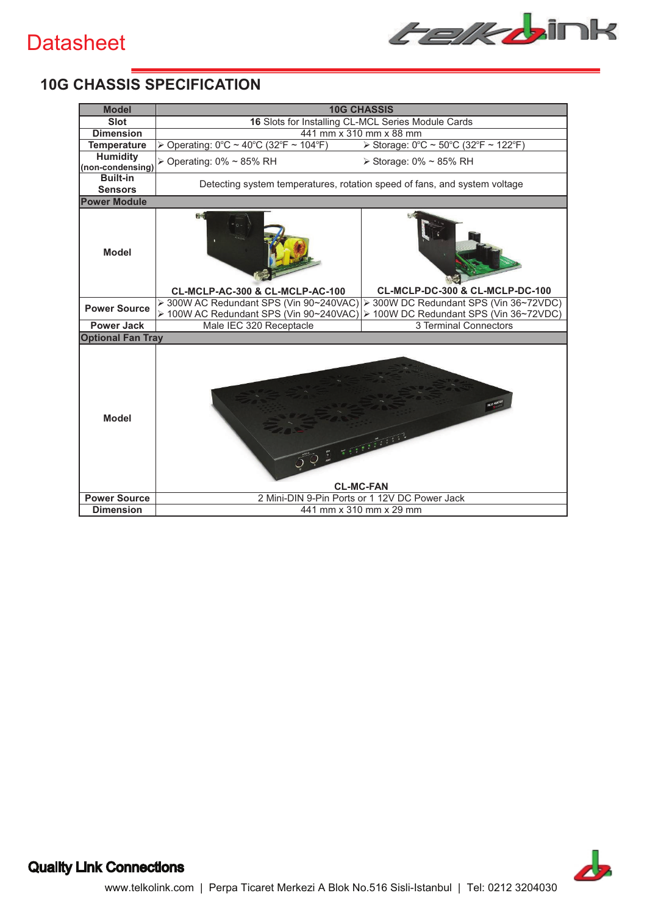Datasheet

## 10G CHASSIS SPECIFICATION

| Model | 10G CHASSIS | |
|---|---|---|
| Slot | **16** Slots for Installing CL-MCL Series Module Cards | |
| Dimension | 441 mm x 310 mm x 88 mm | |
| Temperature | ➢ Operating: 0°C ~ 40°C (32°F ~ 104°F) | ➢ Storage: 0°C ~ 50°C (32°F ~ 122°F) |
| Humidity (non-condensing) | ➢ Operating: 0% ~ 85% RH | ➢ Storage: 0% ~ 85% RH |
| Built-in Sensors | Detecting system temperatures, rotation speed of fans, and system voltage | |
| **Power Module** | | |
| Model | **CL-MCLP-AC-300 & CL-MCLP-AC-100** | **CL-MCLP-DC-300 & CL-MCLP-DC-100** |
| Power Source | ➢ 300W AC Redundant SPS (Vin 90~240VAC)<br>➢ 100W AC Redundant SPS (Vin 90~240VAC) | ➢ 300W DC Redundant SPS (Vin 36~72VDC)<br>➢ 100W DC Redundant SPS (Vin 36~72VDC) |
| Power Jack | Male IEC 320 Receptacle | 3 Terminal Connectors |
| **Optional Fan Tray** | | |
| Model | **CL-MC-FAN** | |
| Power Source | 2 Mini-DIN 9-Pin Ports or 1 12V DC Power Jack | |
| Dimension | 441 mm x 310 mm x 29 mm | |

**Quality Link Connections**

www.telkolink.com | Perpa Ticaret Merkezi A Blok No.516 Sisli-Istanbul | Tel: 0212 3204030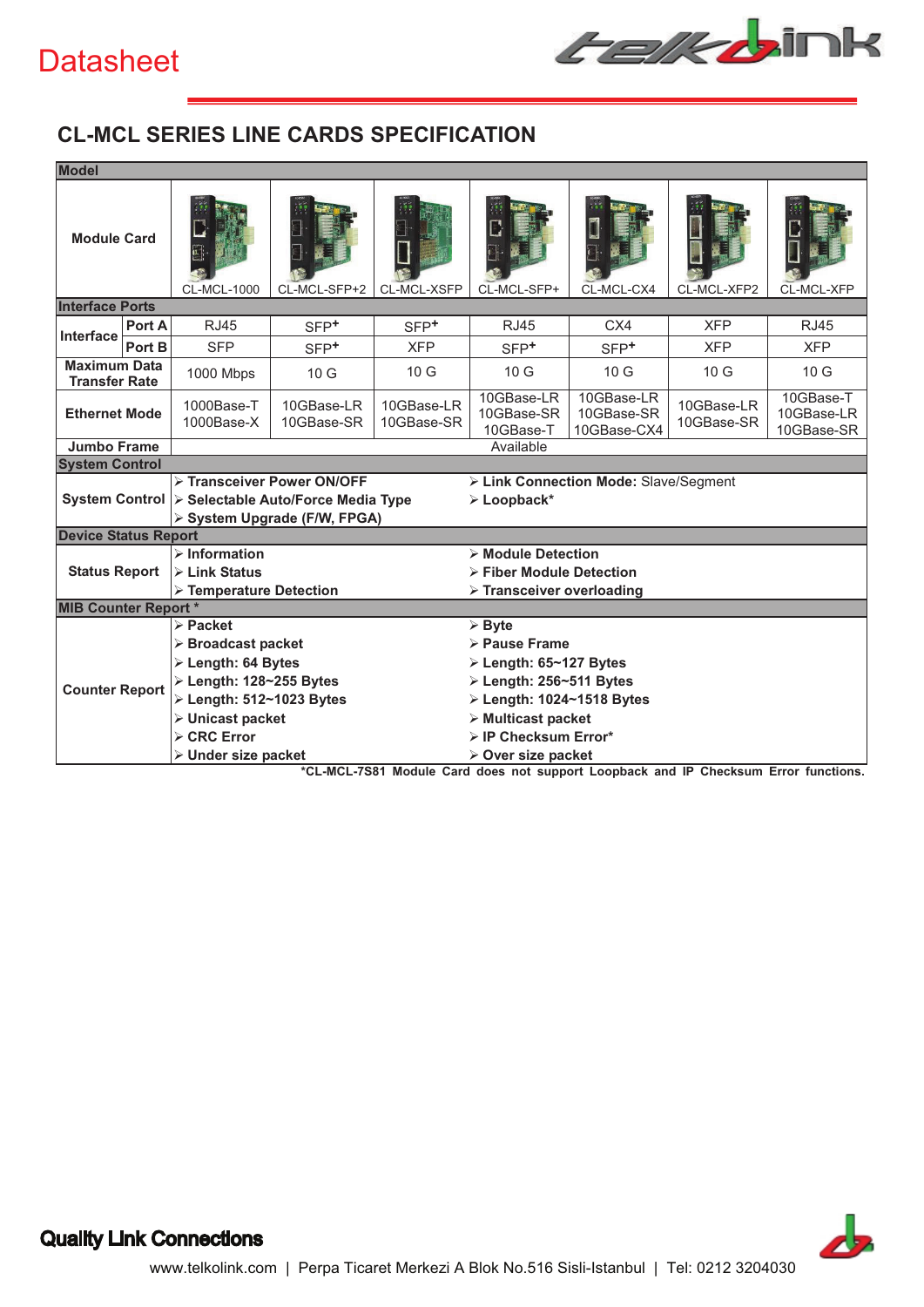Datasheet

## CL-MCL SERIES LINE CARDS SPECIFICATION

| Model | | | | | | | | |
|---|---|---|---|---|---|---|---|---|
| Module Card | | CL-MCL-1000 | CL-MCL-SFP+2 | CL-MCL-XSFP | CL-MCL-SFP+ | CL-MCL-CX4 | CL-MCL-XFP2 | CL-MCL-XFP |
| **Interface Ports** | | | | | | | | |
| Interface | Port A | RJ45 | SFP+ | SFP+ | RJ45 | CX4 | XFP | RJ45 |
| | Port B | SFP | SFP+ | XFP | SFP+ | SFP+ | XFP | XFP |
| Maximum Data Transfer Rate | | 1000 Mbps | 10 G | 10 G | 10 G | 10 G | 10 G | 10 G |
| Ethernet Mode | | 1000Base-T<br>1000Base-X | 10GBase-LR<br>10GBase-SR | 10GBase-LR<br>10GBase-SR | 10GBase-LR<br>10GBase-SR<br>10GBase-T | 10GBase-LR<br>10GBase-SR<br>10GBase-CX4 | 10GBase-LR<br>10GBase-SR | 10GBase-T<br>10GBase-LR<br>10GBase-SR |
| Jumbo Frame | | Available | | | | | | |
| **System Control** | | | | | | | | |
| System Control | | ➢ Transceiver Power ON/OFF<br>➢ Selectable Auto/Force Media Type<br>➢ System Upgrade (F/W, FPGA) | | | ➢ Link Connection Mode: Slave/Segment<br>➢ Loopback* | | | |
| **Device Status Report** | | | | | | | | |
| Status Report | | ➢ Information<br>➢ Link Status<br>➢ Temperature Detection | | | ➢ Module Detection<br>➢ Fiber Module Detection<br>➢ Transceiver overloading | | | |
| **MIB Counter Report *** | | | | | | | | |
| Counter Report | | ➢ Packet<br>➢ Broadcast packet<br>➢ Length: 64 Bytes<br>➢ Length: 128~255 Bytes<br>➢ Length: 512~1023 Bytes<br>➢ Unicast packet<br>➢ CRC Error<br>➢ Under size packet | | | ➢ Byte<br>➢ Pause Frame<br>➢ Length: 65~127 Bytes<br>➢ Length: 256~511 Bytes<br>➢ Length: 1024~1518 Bytes<br>➢ Multicast packet<br>➢ IP Checksum Error*<br>➢ Over size packet | | | |

*CL-MCL-7S81 Module Card does not support Loopback and IP Checksum Error functions.

**Quality Link Connections**

www.telkolink.com | Perpa Ticaret Merkezi A Blok No.516 Sisli-Istanbul | Tel: 0212 3204030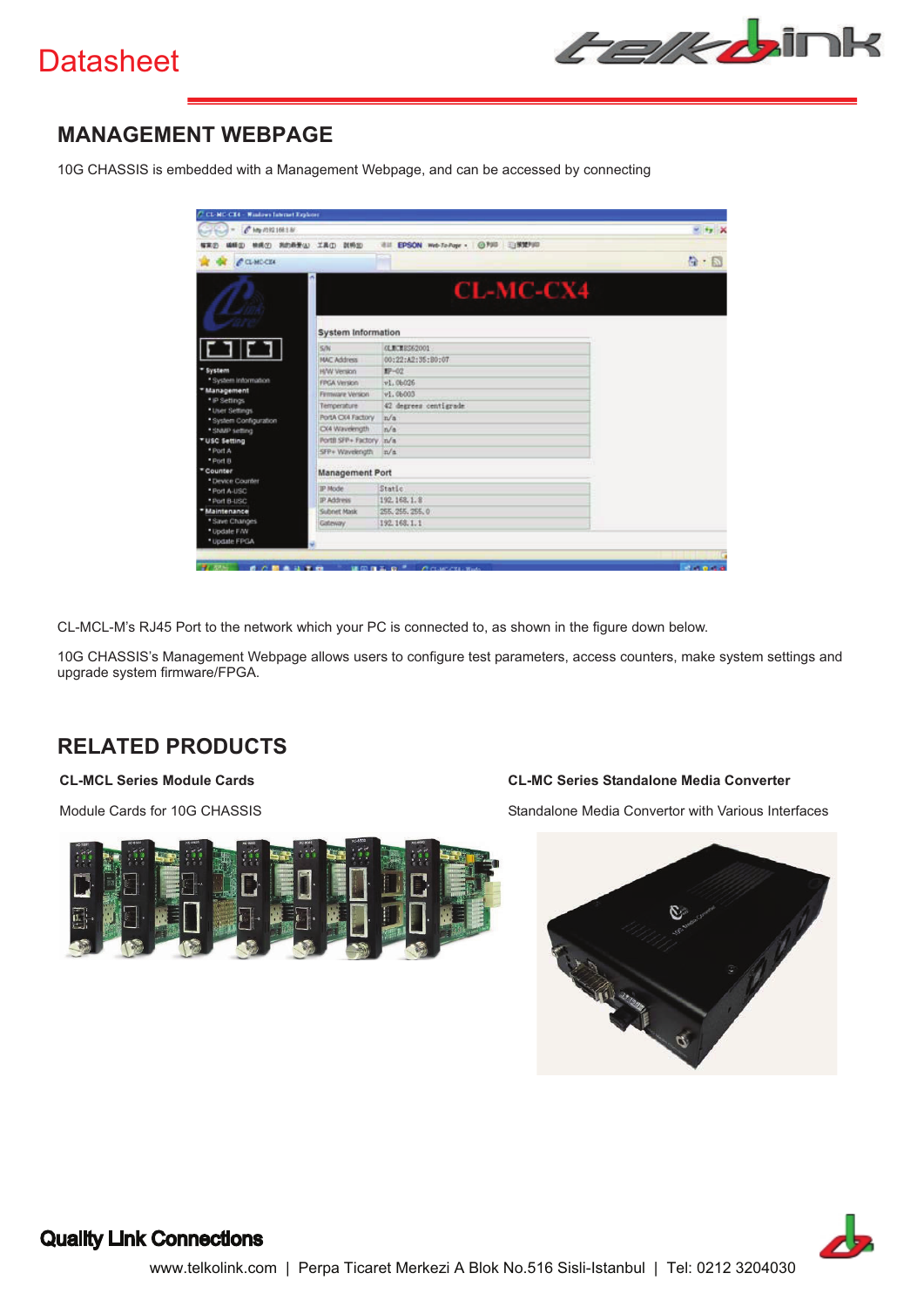Datasheet

## MANAGEMENT WEBPAGE

10G CHASSIS is embedded with a Management Webpage, and can be accessed by connecting

CL-MCL-M's RJ45 Port to the network which your PC is connected to, as shown in the figure down below.

10G CHASSIS's Management Webpage allows users to configure test parameters, access counters, make system settings and upgrade system firmware/FPGA.

## RELATED PRODUCTS

**CL-MCL Series Module Cards**

Module Cards for 10G CHASSIS

**CL-MC Series Standalone Media Converter**

Standalone Media Convertor with Various Interfaces

**Quality Link Connections**

www.telkolink.com | Perpa Ticaret Merkezi A Blok No.516 Sisli-Istanbul | Tel: 0212 3204030